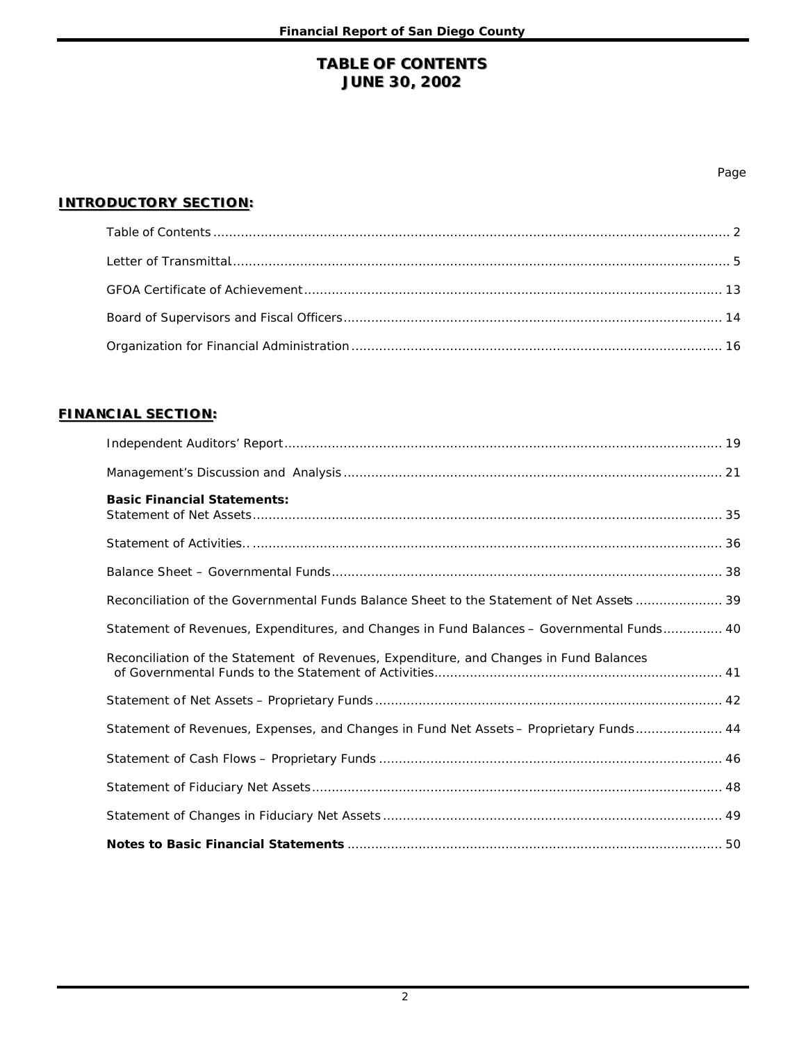# TABLE OF CONTENTS
# JUNE 30, 2002

Page

## INTRODUCTORY SECTION:

Table of Contents .................................................................................................................................. 2

Letter of Transmittal............................................................................................................................ 5

GFOA Certificate of Achievement ......................................................................................................... 13

Board of Supervisors and Fiscal Officers ............................................................................................... 14

Organization for Financial Administration ............................................................................................. 16

## FINANCIAL SECTION:

Independent Auditors' Report .............................................................................................................. 19

Management's Discussion and Analysis ................................................................................................ 21

**Basic Financial Statements:**

Statement of Net Assets ...................................................................................................................... 35

Statement of Activities.. ...................................................................................................................... 36

Balance Sheet – Governmental Funds .................................................................................................. 38

Reconciliation of the Governmental Funds Balance Sheet to the Statement of Net Assets ...................... 39

Statement of Revenues, Expenditures, and Changes in Fund Balances – Governmental Funds............... 40

Reconciliation of the Statement of Revenues, Expenditure, and Changes in Fund Balances of Governmental Funds to the Statement of Activities ........................................................................ 41

Statement of Net Assets – Proprietary Funds ....................................................................................... 42

Statement of Revenues, Expenses, and Changes in Fund Net Assets – Proprietary Funds...................... 44

Statement of Cash Flows – Proprietary Funds ...................................................................................... 46

Statement of Fiduciary Net Assets ....................................................................................................... 48

Statement of Changes in Fiduciary Net Assets ..................................................................................... 49

**Notes to Basic Financial Statements** .............................................................................................. 50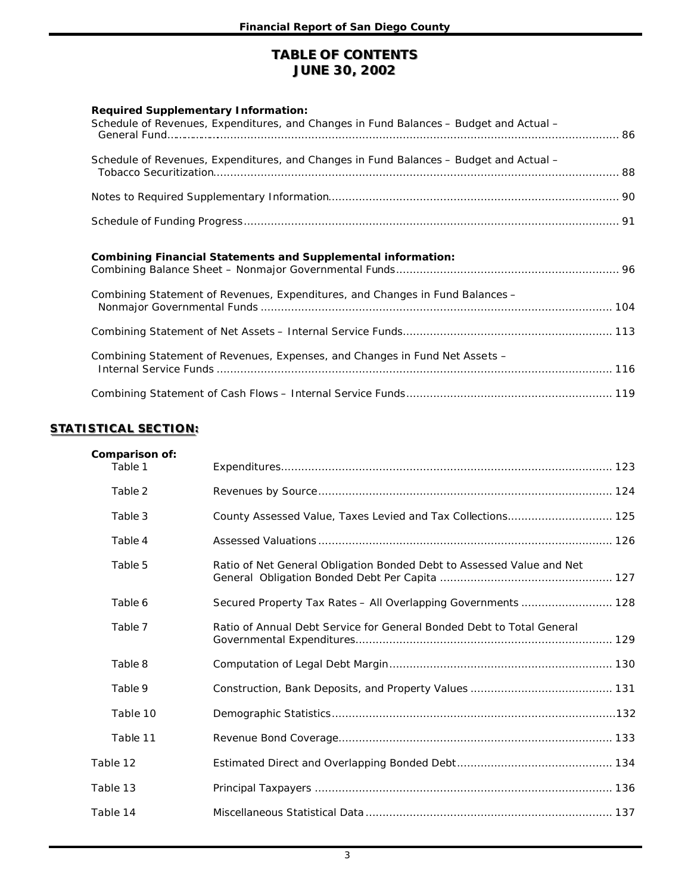# TABLE OF CONTENTS
# JUNE 30, 2002

**Required Supplementary Information:**

Schedule of Revenues, Expenditures, and Changes in Fund Balances – Budget and Actual – General Fund ........ 86

Schedule of Revenues, Expenditures, and Changes in Fund Balances – Budget and Actual – Tobacco Securitization ........ 88

Notes to Required Supplementary Information ........ 90

Schedule of Funding Progress ........ 91

**Combining Financial Statements and Supplemental information:**

Combining Balance Sheet – Nonmajor Governmental Funds ........ 96

Combining Statement of Revenues, Expenditures, and Changes in Fund Balances – Nonmajor Governmental Funds ........ 104

Combining Statement of Net Assets – Internal Service Funds ........ 113

Combining Statement of Revenues, Expenses, and Changes in Fund Net Assets – Internal Service Funds ........ 116

Combining Statement of Cash Flows – Internal Service Funds ........ 119

## STATISTICAL SECTION:

**Comparison of:**

| | | |
|---|---|---|
| Table 1 | Expenditures | 123 |
| Table 2 | Revenues by Source | 124 |
| Table 3 | County Assessed Value, Taxes Levied and Tax Collections | 125 |
| Table 4 | Assessed Valuations | 126 |
| Table 5 | Ratio of Net General Obligation Bonded Debt to Assessed Value and Net General Obligation Bonded Debt Per Capita | 127 |
| Table 6 | Secured Property Tax Rates – All Overlapping Governments | 128 |
| Table 7 | Ratio of Annual Debt Service for General Bonded Debt to Total General Governmental Expenditures | 129 |
| Table 8 | Computation of Legal Debt Margin | 130 |
| Table 9 | Construction, Bank Deposits, and Property Values | 131 |
| Table 10 | Demographic Statistics | 132 |
| Table 11 | Revenue Bond Coverage | 133 |
| Table 12 | Estimated Direct and Overlapping Bonded Debt | 134 |
| Table 13 | Principal Taxpayers | 136 |
| Table 14 | Miscellaneous Statistical Data | 137 |